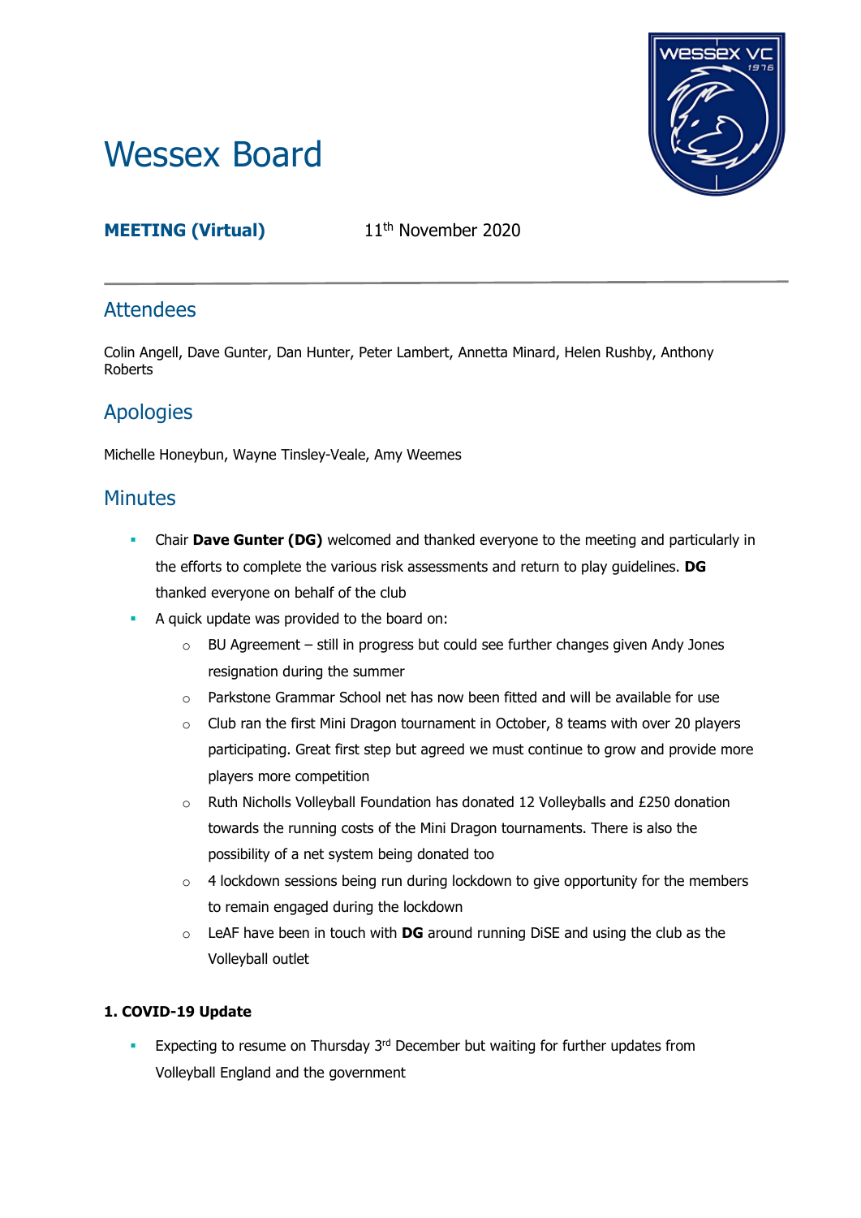# Wessex Board

**MEETING (Virtual)** 11th November 2020

## Attendees

Colin Angell, Dave Gunter, Dan Hunter, Peter Lambert, Annetta Minard, Helen Rushby, Anthony Roberts

## Apologies

Michelle Honeybun, Wayne Tinsley-Veale, Amy Weemes

## Minutes

- Chair **Dave Gunter (DG)** welcomed and thanked everyone to the meeting and particularly in the efforts to complete the various risk assessments and return to play guidelines. **DG** thanked everyone on behalf of the club
- A quick update was provided to the board on:
  - BU Agreement – still in progress but could see further changes given Andy Jones resignation during the summer
  - Parkstone Grammar School net has now been fitted and will be available for use
  - Club ran the first Mini Dragon tournament in October, 8 teams with over 20 players participating. Great first step but agreed we must continue to grow and provide more players more competition
  - Ruth Nicholls Volleyball Foundation has donated 12 Volleyballs and £250 donation towards the running costs of the Mini Dragon tournaments. There is also the possibility of a net system being donated too
  - 4 lockdown sessions being run during lockdown to give opportunity for the members to remain engaged during the lockdown
  - LeAF have been in touch with **DG** around running DiSE and using the club as the Volleyball outlet

**1. COVID-19 Update**

- Expecting to resume on Thursday 3rd December but waiting for further updates from Volleyball England and the government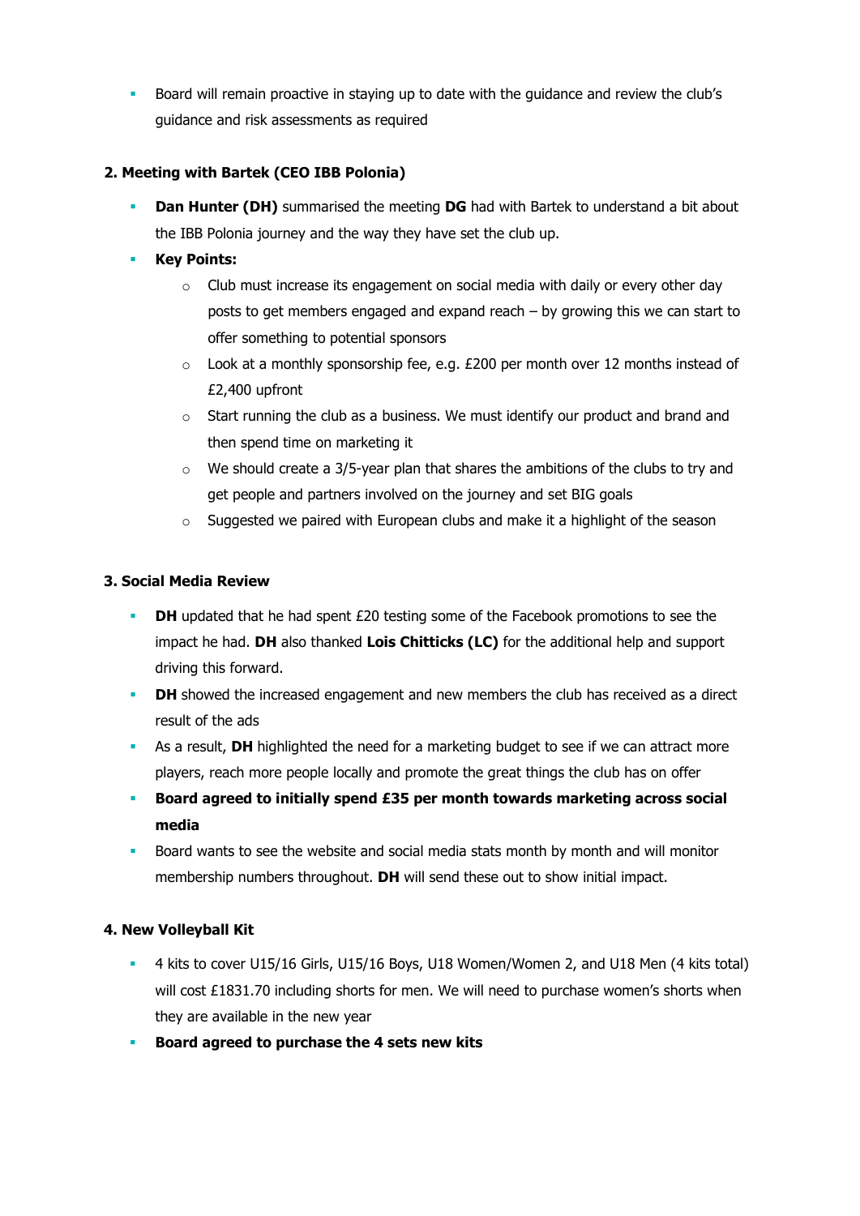- Board will remain proactive in staying up to date with the guidance and review the club's guidance and risk assessments as required

**2. Meeting with Bartek (CEO IBB Polonia)**

- **Dan Hunter (DH)** summarised the meeting **DG** had with Bartek to understand a bit about the IBB Polonia journey and the way they have set the club up.
- **Key Points:**
  - Club must increase its engagement on social media with daily or every other day posts to get members engaged and expand reach – by growing this we can start to offer something to potential sponsors
  - Look at a monthly sponsorship fee, e.g. £200 per month over 12 months instead of £2,400 upfront
  - Start running the club as a business. We must identify our product and brand and then spend time on marketing it
  - We should create a 3/5-year plan that shares the ambitions of the clubs to try and get people and partners involved on the journey and set BIG goals
  - Suggested we paired with European clubs and make it a highlight of the season

**3. Social Media Review**

- **DH** updated that he had spent £20 testing some of the Facebook promotions to see the impact he had. **DH** also thanked **Lois Chitticks (LC)** for the additional help and support driving this forward.
- **DH** showed the increased engagement and new members the club has received as a direct result of the ads
- As a result, **DH** highlighted the need for a marketing budget to see if we can attract more players, reach more people locally and promote the great things the club has on offer
- **Board agreed to initially spend £35 per month towards marketing across social media**
- Board wants to see the website and social media stats month by month and will monitor membership numbers throughout. **DH** will send these out to show initial impact.

**4. New Volleyball Kit**

- 4 kits to cover U15/16 Girls, U15/16 Boys, U18 Women/Women 2, and U18 Men (4 kits total) will cost £1831.70 including shorts for men. We will need to purchase women's shorts when they are available in the new year
- **Board agreed to purchase the 4 sets new kits**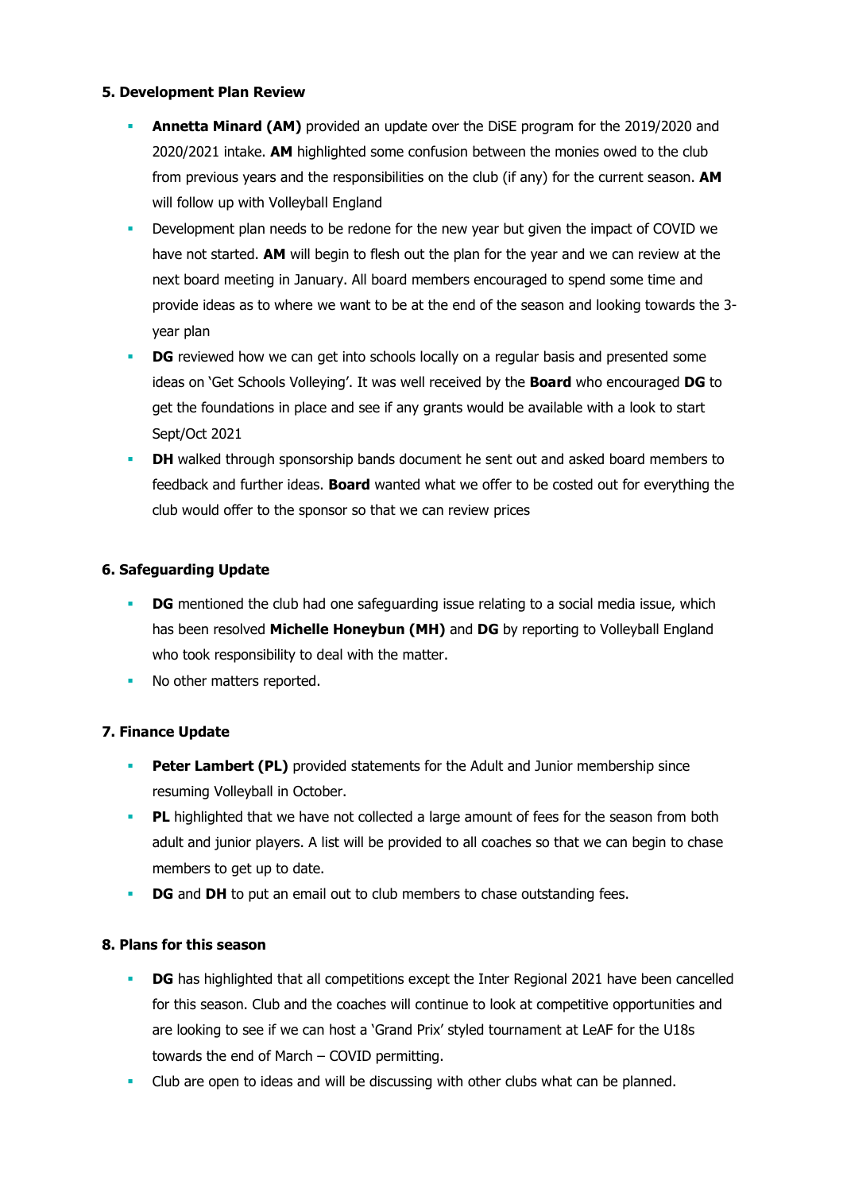**5. Development Plan Review**

- **Annetta Minard (AM)** provided an update over the DiSE program for the 2019/2020 and 2020/2021 intake. **AM** highlighted some confusion between the monies owed to the club from previous years and the responsibilities on the club (if any) for the current season. **AM** will follow up with Volleyball England
- Development plan needs to be redone for the new year but given the impact of COVID we have not started. **AM** will begin to flesh out the plan for the year and we can review at the next board meeting in January. All board members encouraged to spend some time and provide ideas as to where we want to be at the end of the season and looking towards the 3-year plan
- **DG** reviewed how we can get into schools locally on a regular basis and presented some ideas on 'Get Schools Volleying'. It was well received by the **Board** who encouraged **DG** to get the foundations in place and see if any grants would be available with a look to start Sept/Oct 2021
- **DH** walked through sponsorship bands document he sent out and asked board members to feedback and further ideas. **Board** wanted what we offer to be costed out for everything the club would offer to the sponsor so that we can review prices

**6. Safeguarding Update**

- **DG** mentioned the club had one safeguarding issue relating to a social media issue, which has been resolved **Michelle Honeybun (MH)** and **DG** by reporting to Volleyball England who took responsibility to deal with the matter.
- No other matters reported.

**7. Finance Update**

- **Peter Lambert (PL)** provided statements for the Adult and Junior membership since resuming Volleyball in October.
- **PL** highlighted that we have not collected a large amount of fees for the season from both adult and junior players. A list will be provided to all coaches so that we can begin to chase members to get up to date.
- **DG** and **DH** to put an email out to club members to chase outstanding fees.

**8. Plans for this season**

- **DG** has highlighted that all competitions except the Inter Regional 2021 have been cancelled for this season. Club and the coaches will continue to look at competitive opportunities and are looking to see if we can host a 'Grand Prix' styled tournament at LeAF for the U18s towards the end of March – COVID permitting.
- Club are open to ideas and will be discussing with other clubs what can be planned.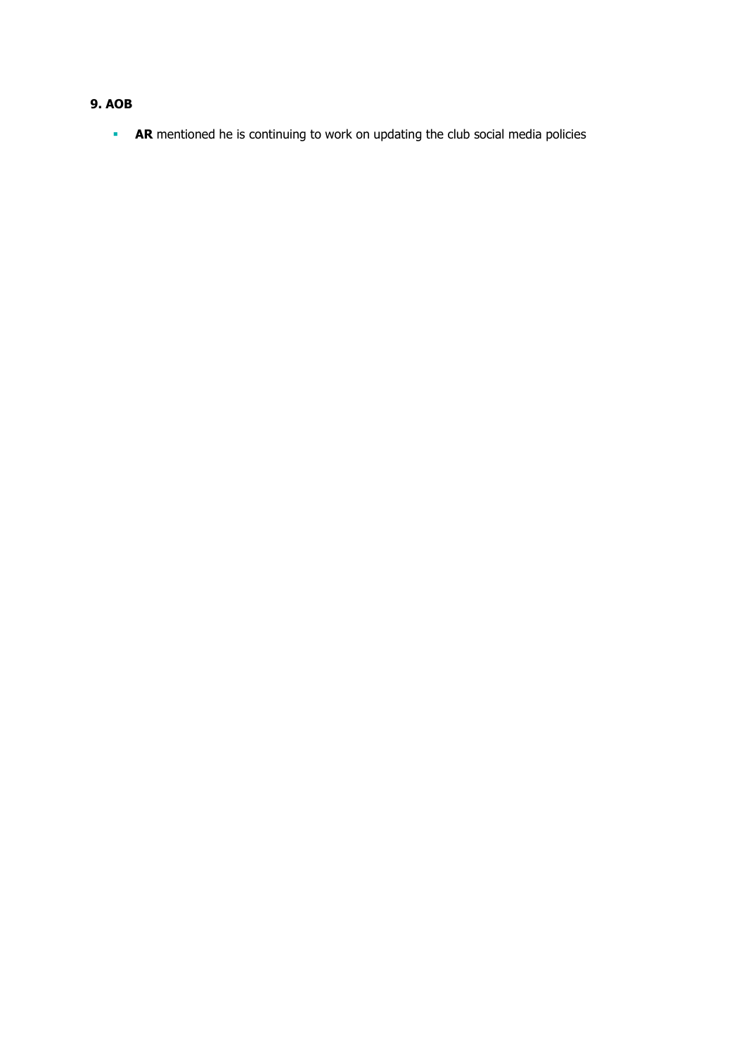**9. AOB**

- **AR** mentioned he is continuing to work on updating the club social media policies